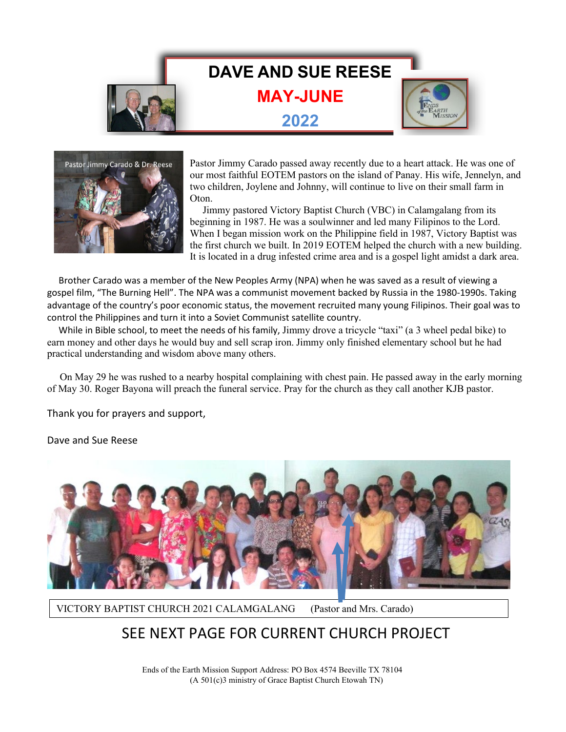# DAVE AND SUE REESE

## MAY-JUNE

## 2022

Pastor Jimmy Carado & Dr. Reese

Pastor Jimmy Carado passed away recently due to a heart attack. He was one of our most faithful EOTEM pastors on the island of Panay. His wife, Jennelyn, and two children, Joylene and Johnny, will continue to live on their small farm in Oton.

Jimmy pastored Victory Baptist Church (VBC) in Calamgalang from its beginning in 1987. He was a soulwinner and led many Filipinos to the Lord. When I began mission work on the Philippine field in 1987, Victory Baptist was the first church we built. In 2019 EOTEM helped the church with a new building. It is located in a drug infested crime area and is a gospel light amidst a dark area.

Brother Carado was a member of the New Peoples Army (NPA) when he was saved as a result of viewing a gospel film, "The Burning Hell". The NPA was a communist movement backed by Russia in the 1980-1990s. Taking advantage of the country's poor economic status, the movement recruited many young Filipinos. Their goal was to control the Philippines and turn it into a Soviet Communist satellite country.

While in Bible school, to meet the needs of his family, Jimmy drove a tricycle "taxi" (a 3 wheel pedal bike) to earn money and other days he would buy and sell scrap iron. Jimmy only finished elementary school but he had practical understanding and wisdom above many others.

On May 29 he was rushed to a nearby hospital complaining with chest pain. He passed away in the early morning of May 30. Roger Bayona will preach the funeral service. Pray for the church as they call another KJB pastor.

Thank you for prayers and support,

Dave and Sue Reese

VICTORY BAPTIST CHURCH 2021 CALAMGALANG (Pastor and Mrs. Carado)

## SEE NEXT PAGE FOR CURRENT CHURCH PROJECT

Ends of the Earth Mission Support Address: PO Box 4574 Beeville TX 78104
(A 501(c)3 ministry of Grace Baptist Church Etowah TN)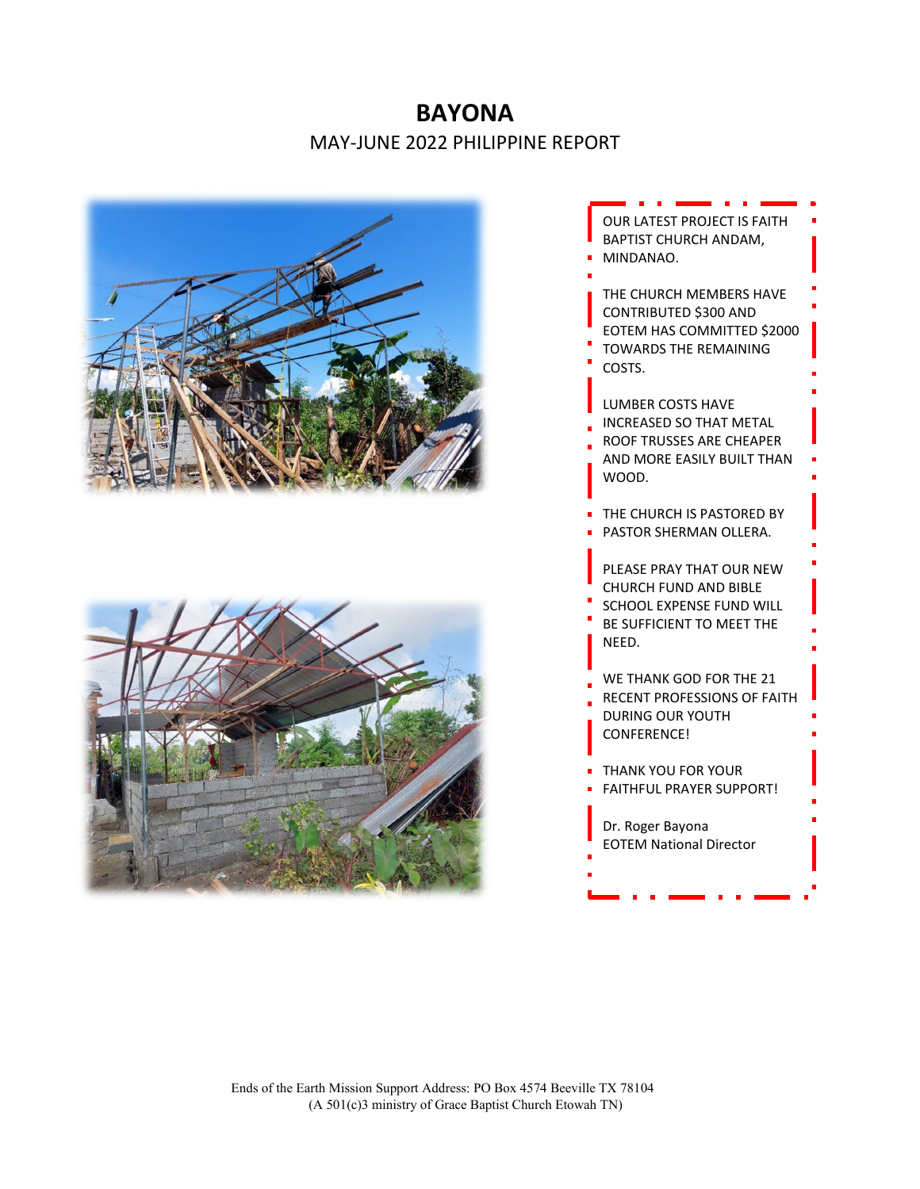# BAYONA

MAY-JUNE 2022 PHILIPPINE REPORT

OUR LATEST PROJECT IS FAITH BAPTIST CHURCH ANDAM, MINDANAO.

THE CHURCH MEMBERS HAVE CONTRIBUTED $300 AND EOTEM HAS COMMITTED $2000 TOWARDS THE REMAINING COSTS.

LUMBER COSTS HAVE INCREASED SO THAT METAL ROOF TRUSSES ARE CHEAPER AND MORE EASILY BUILT THAN WOOD.

THE CHURCH IS PASTORED BY PASTOR SHERMAN OLLERA.

PLEASE PRAY THAT OUR NEW CHURCH FUND AND BIBLE SCHOOL EXPENSE FUND WILL BE SUFFICIENT TO MEET THE NEED.

WE THANK GOD FOR THE 21 RECENT PROFESSIONS OF FAITH DURING OUR YOUTH CONFERENCE!

THANK YOU FOR YOUR FAITHFUL PRAYER SUPPORT!

Dr. Roger Bayona
EOTEM National Director

Ends of the Earth Mission Support Address: PO Box 4574 Beeville TX 78104
(A 501(c)3 ministry of Grace Baptist Church Etowah TN)